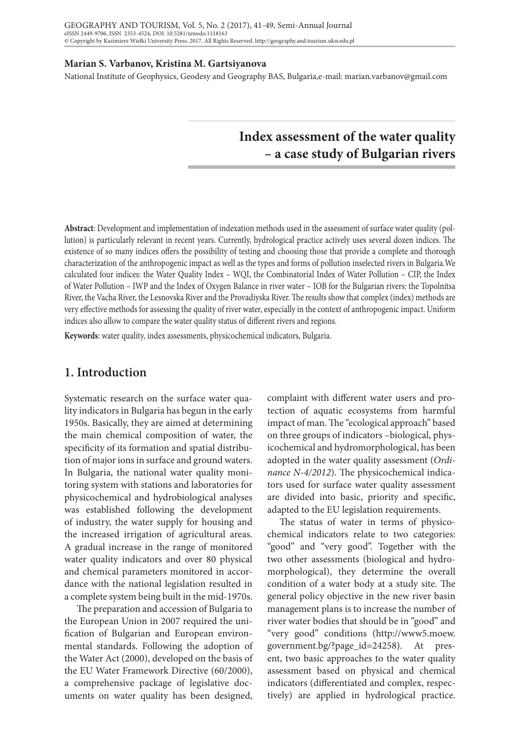**Marian S. Varbanov, Kristina M. Gartsiyanova**

National Institute of Geophysics, Geodesy and Geography BAS, Bulgaria,e-mail: marian.varbanov@gmail.com

# Index assessment of the water quality – a case study of Bulgarian rivers

**Abstract**: Development and implementation of indexation methods used in the assessment of surface water quality (pollution) is particularly relevant in recent years. Currently, hydrological practice actively uses several dozen indices. The existence of so many indices offers the possibility of testing and choosing those that provide a complete and thorough characterization of the anthropogenic impact as well as the types and forms of pollution inselected rivers in Bulgaria.We calculated four indices: the Water Quality Index – WQI, the Combinatorial Index of Water Pollution – CIP, the Index of Water Pollution – IWP and the Index of Oxygen Balance in river water – IOB for the Bulgarian rivers: the Topolnitsa River, the Vacha River, the Lesnovska River and the Provadiyska River. The results show that complex (index) methods are very effective methods for assessing the quality of river water, especially in the context of anthropogenic impact. Uniform indices also allow to compare the water quality status of different rivers and regions.

**Keywords**: water quality, index assessments, physicochemical indicators, Bulgaria.

## 1. Introduction

Systematic research on the surface water quality indicators in Bulgaria has begun in the early 1950s. Basically, they are aimed at determining the main chemical composition of water, the specificity of its formation and spatial distribution of major ions in surface and ground waters. In Bulgaria, the national water quality monitoring system with stations and laboratories for physicochemical and hydrobiological analyses was established following the development of industry, the water supply for housing and the increased irrigation of agricultural areas. A gradual increase in the range of monitored water quality indicators and over 80 physical and chemical parameters monitored in accordance with the national legislation resulted in a complete system being built in the mid-1970s.

The preparation and accession of Bulgaria to the European Union in 2007 required the unification of Bulgarian and European environmental standards. Following the adoption of the Water Act (2000), developed on the basis of the EU Water Framework Directive (60/2000), a comprehensive package of legislative documents on water quality has been designed, complaint with different water users and protection of aquatic ecosystems from harmful impact of man. The "ecological approach" based on three groups of indicators –biological, physicochemical and hydromorphological, has been adopted in the water quality assessment (*Ordinance N-4/2012*). The physicochemical indicators used for surface water quality assessment are divided into basic, priority and specific, adapted to the EU legislation requirements.

The status of water in terms of physicochemical indicators relate to two categories: "good" and "very good". Together with the two other assessments (biological and hydromorphological), they determine the overall condition of a water body at a study site. The general policy objective in the new river basin management plans is to increase the number of river water bodies that should be in "good" and "very good" conditions (http://www5.moew.government.bg/?page_id=24258). At present, two basic approaches to the water quality assessment based on physical and chemical indicators (differentiated and complex, respectively) are applied in hydrological practice.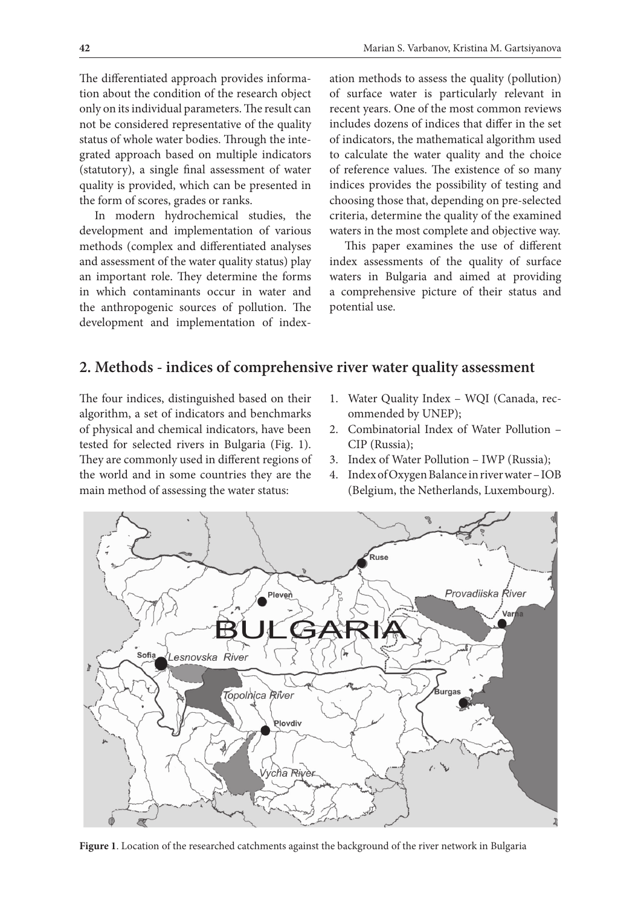The differentiated approach provides information about the condition of the research object only on its individual parameters. The result can not be considered representative of the quality status of whole water bodies. Through the integrated approach based on multiple indicators (statutory), a single final assessment of water quality is provided, which can be presented in the form of scores, grades or ranks.

In modern hydrochemical studies, the development and implementation of various methods (complex and differentiated analyses and assessment of the water quality status) play an important role. They determine the forms in which contaminants occur in water and the anthropogenic sources of pollution. The development and implementation of index-ation methods to assess the quality (pollution) of surface water is particularly relevant in recent years. One of the most common reviews includes dozens of indices that differ in the set of indicators, the mathematical algorithm used to calculate the water quality and the choice of reference values. The existence of so many indices provides the possibility of testing and choosing those that, depending on pre-selected criteria, determine the quality of the examined waters in the most complete and objective way.

This paper examines the use of different index assessments of the quality of surface waters in Bulgaria and aimed at providing a comprehensive picture of their status and potential use.

## 2. Methods - indices of comprehensive river water quality assessment

The four indices, distinguished based on their algorithm, a set of indicators and benchmarks of physical and chemical indicators, have been tested for selected rivers in Bulgaria (Fig. 1). They are commonly used in different regions of the world and in some countries they are the main method of assessing the water status:

1. Water Quality Index – WQI (Canada, recommended by UNEP);
2. Combinatorial Index of Water Pollution – CIP (Russia);
3. Index of Water Pollution – IWP (Russia);
4. Index of Oxygen Balance in river water – IOB (Belgium, the Netherlands, Luxembourg).

**Figure 1**. Location of the researched catchments against the background of the river network in Bulgaria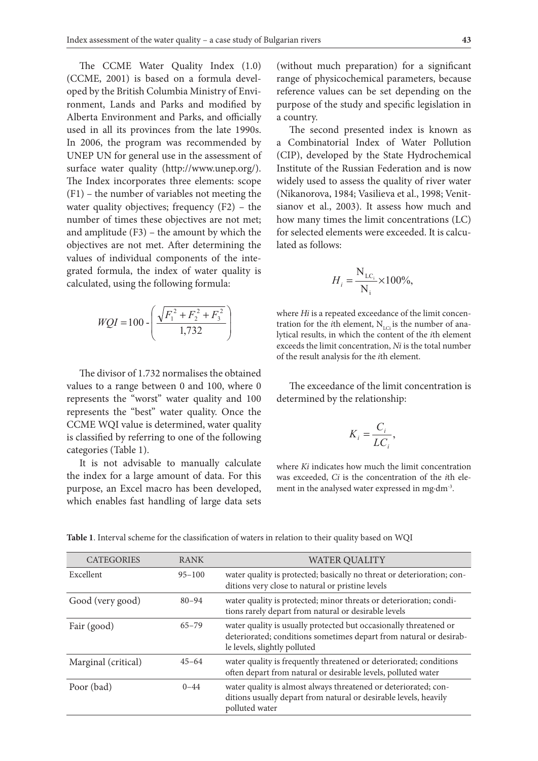The CCME Water Quality Index (1.0) (CCME, 2001) is based on a formula developed by the British Columbia Ministry of Environment, Lands and Parks and modified by Alberta Environment and Parks, and officially used in all its provinces from the late 1990s. In 2006, the program was recommended by UNEP UN for general use in the assessment of surface water quality (http://www.unep.org/). The Index incorporates three elements: scope (F1) – the number of variables not meeting the water quality objectives; frequency (F2) – the number of times these objectives are not met; and amplitude (F3) – the amount by which the objectives are not met. After determining the values of individual components of the integrated formula, the index of water quality is calculated, using the following formula:

$$WQI = 100 - \left( \frac{\sqrt{F_1^2 + F_2^2 + F_3^2}}{1{,}732} \right)$$

The divisor of 1.732 normalises the obtained values to a range between 0 and 100, where 0 represents the "worst" water quality and 100 represents the "best" water quality. Once the CCME WQI value is determined, water quality is classified by referring to one of the following categories (Table 1).

It is not advisable to manually calculate the index for a large amount of data. For this purpose, an Excel macro has been developed, which enables fast handling of large data sets (without much preparation) for a significant range of physicochemical parameters, because reference values can be set depending on the purpose of the study and specific legislation in a country.

The second presented index is known as a Combinatorial Index of Water Pollution (CIP), developed by the State Hydrochemical Institute of the Russian Federation and is now widely used to assess the quality of river water (Nikanorova, 1984; Vasilieva et al., 1998; Venitsianov et al., 2003). It assess how much and how many times the limit concentrations (LC) for selected elements were exceeded. It is calculated as follows:

$$H_i = \frac{N_{LC_i}}{N_i} \times 100\%,$$

where $H_i$ is a repeated exceedance of the limit concentration for the $i$th element, $N_{LCi}$ is the number of analytical results, in which the content of the $i$th element exceeds the limit concentration, $N_i$ is the total number of the result analysis for the $i$th element.

The exceedance of the limit concentration is determined by the relationship:

$$K_i = \frac{C_i}{LC_i},$$

where $K_i$ indicates how much the limit concentration was exceeded, $C_i$ is the concentration of the $i$th element in the analysed water expressed in mg·dm$^{-3}$.

**Table 1**. Interval scheme for the classification of waters in relation to their quality based on WQI

| CATEGORIES | RANK | WATER QUALITY |
|---|---|---|
| Excellent | 95–100 | water quality is protected; basically no threat or deterioration; conditions very close to natural or pristine levels |
| Good (very good) | 80–94 | water quality is protected; minor threats or deterioration; conditions rarely depart from natural or desirable levels |
| Fair (good) | 65–79 | water quality is usually protected but occasionally threatened or deteriorated; conditions sometimes depart from natural or desirable levels, slightly polluted |
| Marginal (critical) | 45–64 | water quality is frequently threatened or deteriorated; conditions often depart from natural or desirable levels, polluted water |
| Poor (bad) | 0–44 | water quality is almost always threatened or deteriorated; conditions usually depart from natural or desirable levels, heavily polluted water |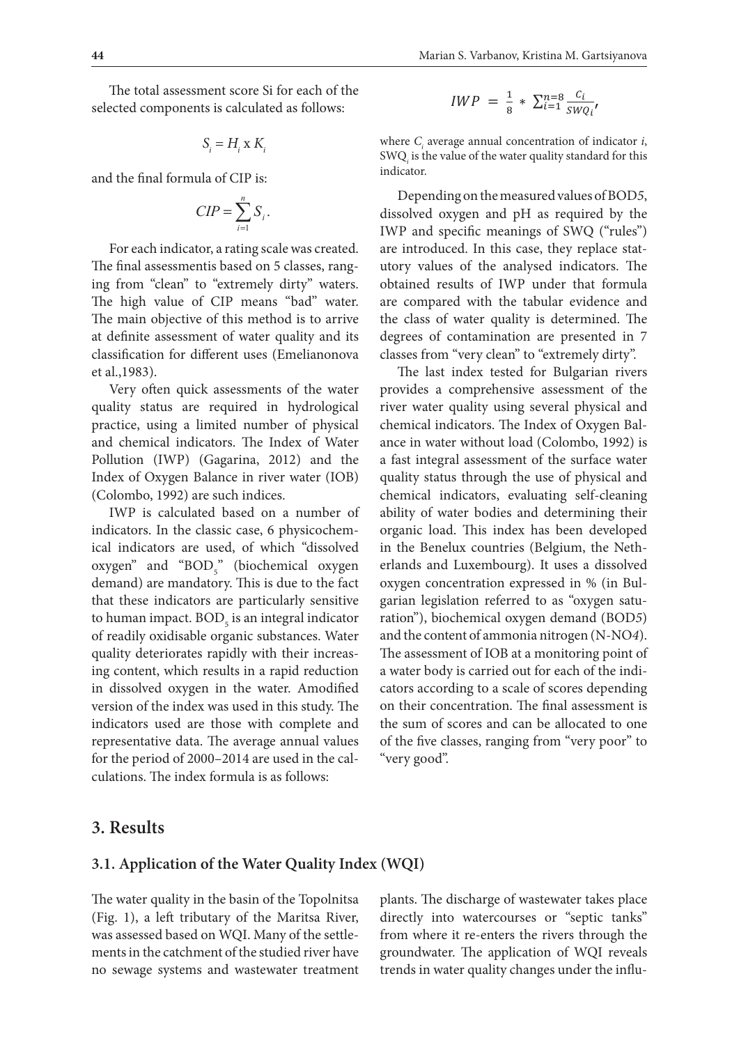The total assessment score Si for each of the selected components is calculated as follows:

$$S_i = H_i \text{ x } K_i$$

and the final formula of CIP is:

$$CIP = \sum_{i=1}^{n} S_i .$$

For each indicator, a rating scale was created. The final assessmentis based on 5 classes, ranging from "clean" to "extremely dirty" waters. The high value of CIP means "bad" water. The main objective of this method is to arrive at definite assessment of water quality and its classification for different uses (Emelianonova et al.,1983).

Very often quick assessments of the water quality status are required in hydrological practice, using a limited number of physical and chemical indicators. The Index of Water Pollution (IWP) (Gagarina, 2012) and the Index of Oxygen Balance in river water (IOB) (Colombo, 1992) are such indices.

IWP is calculated based on a number of indicators. In the classic case, 6 physicochemical indicators are used, of which "dissolved oxygen" and "$BOD_5$" (biochemical oxygen demand) are mandatory. This is due to the fact that these indicators are particularly sensitive to human impact. $BOD_5$ is an integral indicator of readily oxidisable organic substances. Water quality deteriorates rapidly with their increasing content, which results in a rapid reduction in dissolved oxygen in the water. Amodified version of the index was used in this study. The indicators used are those with complete and representative data. The average annual values for the period of 2000–2014 are used in the calculations. The index formula is as follows:

$$IWP = \frac{1}{8} * \sum_{i=1}^{n=8} \frac{C_i}{SWQ_i},$$

where $C_i$ average annual concentration of indicator *i*, $SWQ_i$ is the value of the water quality standard for this indicator.

Depending on the measured values of BOD5, dissolved oxygen and pH as required by the IWP and specific meanings of SWQ ("rules") are introduced. In this case, they replace statutory values of the analysed indicators. The obtained results of IWP under that formula are compared with the tabular evidence and the class of water quality is determined. The degrees of contamination are presented in 7 classes from "very clean" to "extremely dirty".

The last index tested for Bulgarian rivers provides a comprehensive assessment of the river water quality using several physical and chemical indicators. The Index of Oxygen Balance in water without load (Colombo, 1992) is a fast integral assessment of the surface water quality status through the use of physical and chemical indicators, evaluating self-cleaning ability of water bodies and determining their organic load. This index has been developed in the Benelux countries (Belgium, the Netherlands and Luxembourg). It uses a dissolved oxygen concentration expressed in % (in Bulgarian legislation referred to as "oxygen saturation"), biochemical oxygen demand (BOD5) and the content of ammonia nitrogen (N-NO*4*). The assessment of IOB at a monitoring point of a water body is carried out for each of the indicators according to a scale of scores depending on their concentration. The final assessment is the sum of scores and can be allocated to one of the five classes, ranging from "very poor" to "very good".

## 3. Results

### 3.1. Application of the Water Quality Index (WQI)

The water quality in the basin of the Topolnitsa (Fig. 1), a left tributary of the Maritsa River, was assessed based on WQI. Many of the settlements in the catchment of the studied river have no sewage systems and wastewater treatment plants. The discharge of wastewater takes place directly into watercourses or "septic tanks" from where it re-enters the rivers through the groundwater. The application of WQI reveals trends in water quality changes under the influ-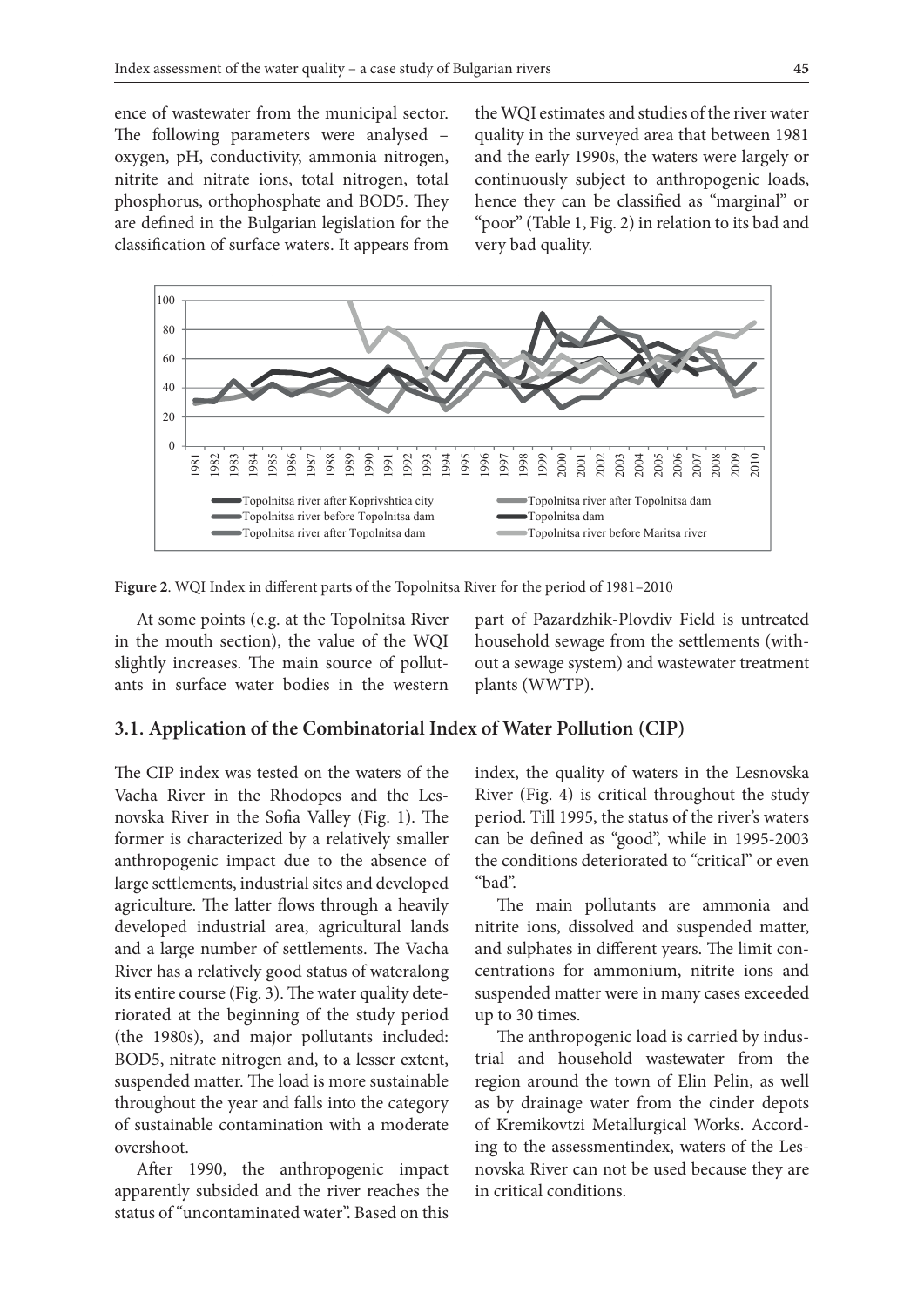ence of wastewater from the municipal sector. The following parameters were analysed – oxygen, pH, conductivity, ammonia nitrogen, nitrite and nitrate ions, total nitrogen, total phosphorus, orthophosphate and BOD5. They are defined in the Bulgarian legislation for the classification of surface waters. It appears from the WQI estimates and studies of the river water quality in the surveyed area that between 1981 and the early 1990s, the waters were largely or continuously subject to anthropogenic loads, hence they can be classified as "marginal" or "poor" (Table 1, Fig. 2) in relation to its bad and very bad quality.

**Figure 2**. WQI Index in different parts of the Topolnitsa River for the period of 1981–2010

At some points (e.g. at the Topolnitsa River in the mouth section), the value of the WQI slightly increases. The main source of pollutants in surface water bodies in the western part of Pazardzhik-Plovdiv Field is untreated household sewage from the settlements (without a sewage system) and wastewater treatment plants (WWTP).

### 3.1. Application of the Combinatorial Index of Water Pollution (CIP)

The CIP index was tested on the waters of the Vacha River in the Rhodopes and the Lesnovska River in the Sofia Valley (Fig. 1). The former is characterized by a relatively smaller anthropogenic impact due to the absence of large settlements, industrial sites and developed agriculture. The latter flows through a heavily developed industrial area, agricultural lands and a large number of settlements. The Vacha River has a relatively good status of wateralong its entire course (Fig. 3). The water quality deteriorated at the beginning of the study period (the 1980s), and major pollutants included: BOD5, nitrate nitrogen and, to a lesser extent, suspended matter. The load is more sustainable throughout the year and falls into the category of sustainable contamination with a moderate overshoot.

After 1990, the anthropogenic impact apparently subsided and the river reaches the status of "uncontaminated water". Based on this index, the quality of waters in the Lesnovska River (Fig. 4) is critical throughout the study period. Till 1995, the status of the river's waters can be defined as "good", while in 1995-2003 the conditions deteriorated to "critical" or even "bad".

The main pollutants are ammonia and nitrite ions, dissolved and suspended matter, and sulphates in different years. The limit concentrations for ammonium, nitrite ions and suspended matter were in many cases exceeded up to 30 times.

The anthropogenic load is carried by industrial and household wastewater from the region around the town of Elin Pelin, as well as by drainage water from the cinder depots of Kremikovtzi Metallurgical Works. According to the assessmentindex, waters of the Lesnovska River can not be used because they are in critical conditions.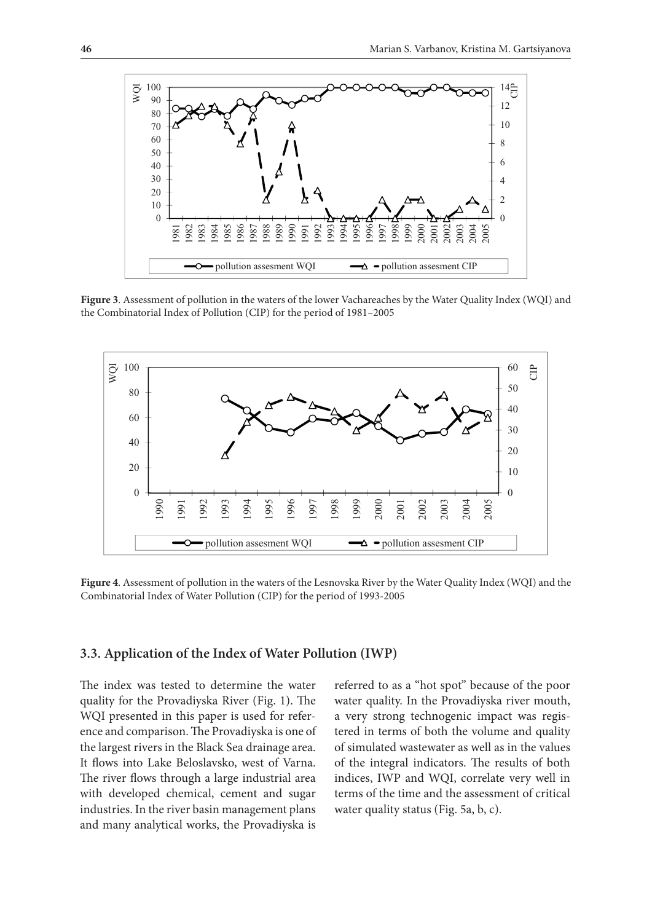**Figure 3**. Assessment of pollution in the waters of the lower Vachareaches by the Water Quality Index (WQI) and the Combinatorial Index of Pollution (CIP) for the period of 1981–2005

**Figure 4**. Assessment of pollution in the waters of the Lesnovska River by the Water Quality Index (WQI) and the Combinatorial Index of Water Pollution (CIP) for the period of 1993-2005

### 3.3. Application of the Index of Water Pollution (IWP)

The index was tested to determine the water quality for the Provadiyska River (Fig. 1). The WQI presented in this paper is used for reference and comparison. The Provadiyska is one of the largest rivers in the Black Sea drainage area. It flows into Lake Beloslavsko, west of Varna. The river flows through a large industrial area with developed chemical, cement and sugar industries. In the river basin management plans and many analytical works, the Provadiyska is referred to as a "hot spot" because of the poor water quality. In the Provadiyska river mouth, a very strong technogenic impact was registered in terms of both the volume and quality of simulated wastewater as well as in the values of the integral indicators. The results of both indices, IWP and WQI, correlate very well in terms of the time and the assessment of critical water quality status (Fig. 5a, b, c).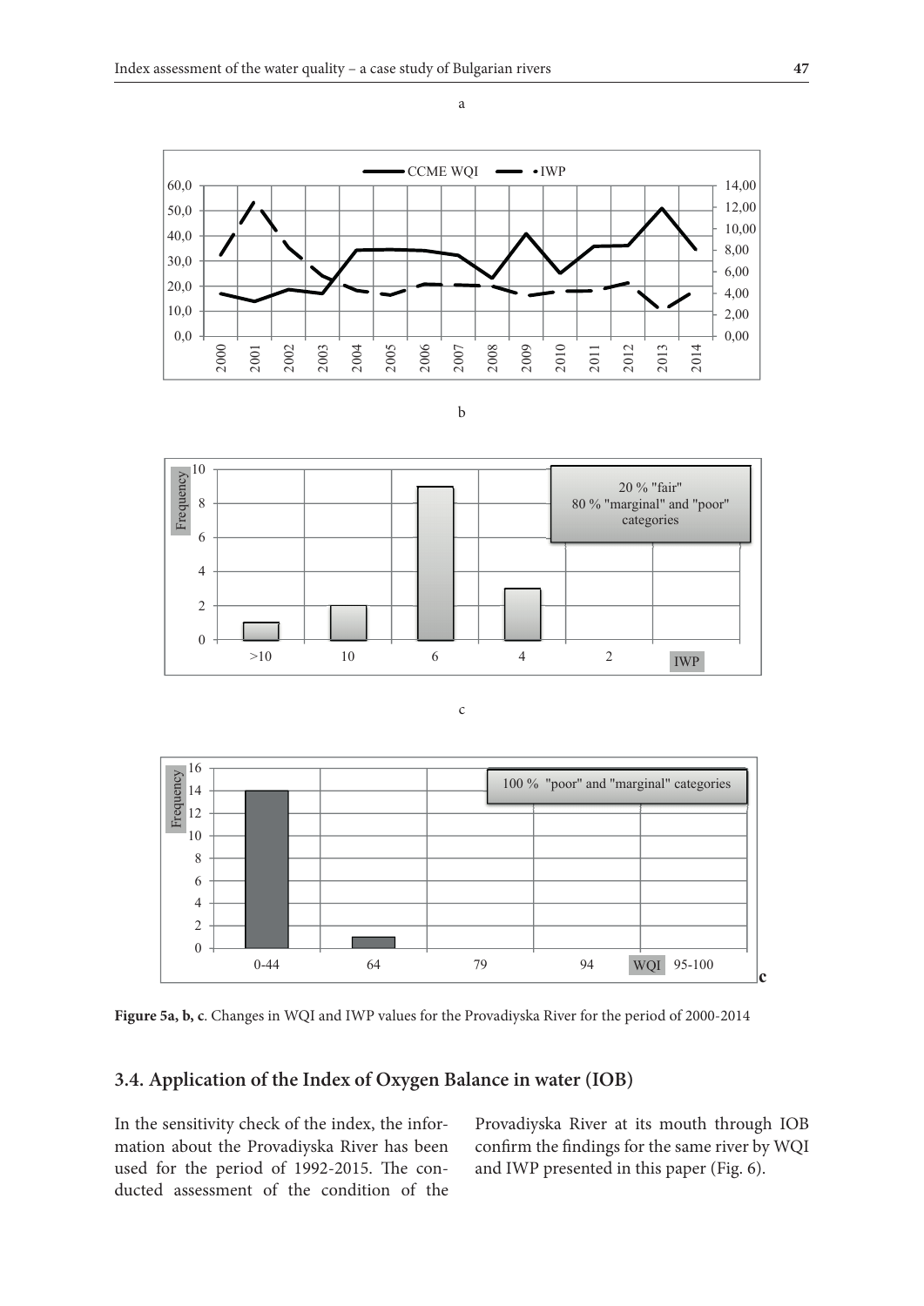**Figure 5a, b, c**. Changes in WQI and IWP values for the Provadiyska River for the period of 2000-2014

## 3.4. Application of the Index of Oxygen Balance in water (IOB)

In the sensitivity check of the index, the information about the Provadiyska River has been used for the period of 1992-2015. The conducted assessment of the condition of the Provadiyska River at its mouth through IOB confirm the findings for the same river by WQI and IWP presented in this paper (Fig. 6).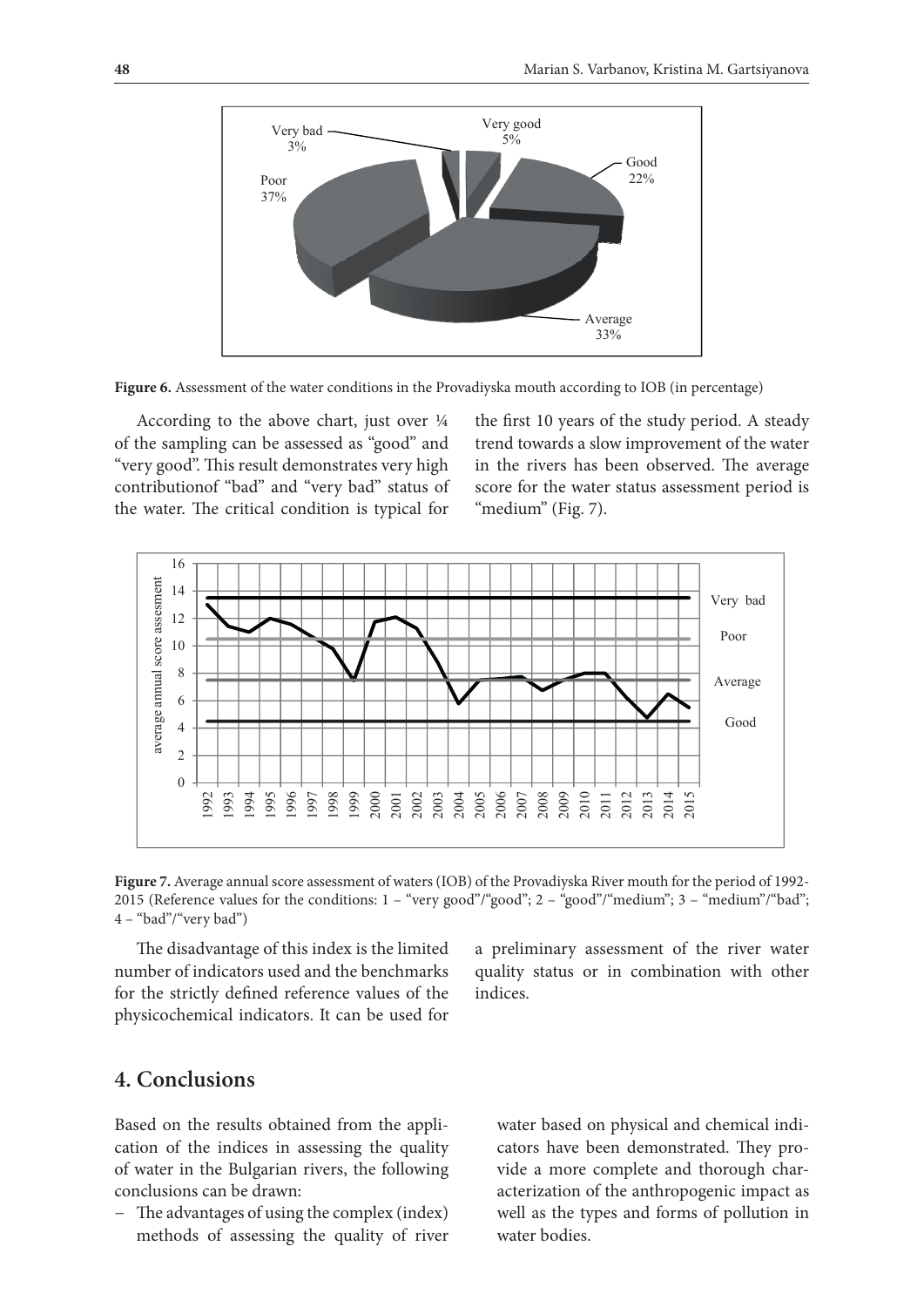**Figure 6.** Assessment of the water conditions in the Provadiyska mouth according to IOB (in percentage)

According to the above chart, just over ¼ of the sampling can be assessed as "good" and "very good". This result demonstrates very high contributionof "bad" and "very bad" status of the water. The critical condition is typical for the first 10 years of the study period. A steady trend towards a slow improvement of the water in the rivers has been observed. The average score for the water status assessment period is "medium" (Fig. 7).

**Figure 7.** Average annual score assessment of waters (IOB) of the Provadiyska River mouth for the period of 1992-2015 (Reference values for the conditions: 1 – "very good"/"good"; 2 – "good"/"medium"; 3 – "medium"/"bad"; 4 – "bad"/"very bad")

The disadvantage of this index is the limited number of indicators used and the benchmarks for the strictly defined reference values of the physicochemical indicators. It can be used for a preliminary assessment of the river water quality status or in combination with other indices.

## 4. Conclusions

Based on the results obtained from the application of the indices in assessing the quality of water in the Bulgarian rivers, the following conclusions can be drawn:

- The advantages of using the complex (index) methods of assessing the quality of river water based on physical and chemical indicators have been demonstrated. They provide a more complete and thorough characterization of the anthropogenic impact as well as the types and forms of pollution in water bodies.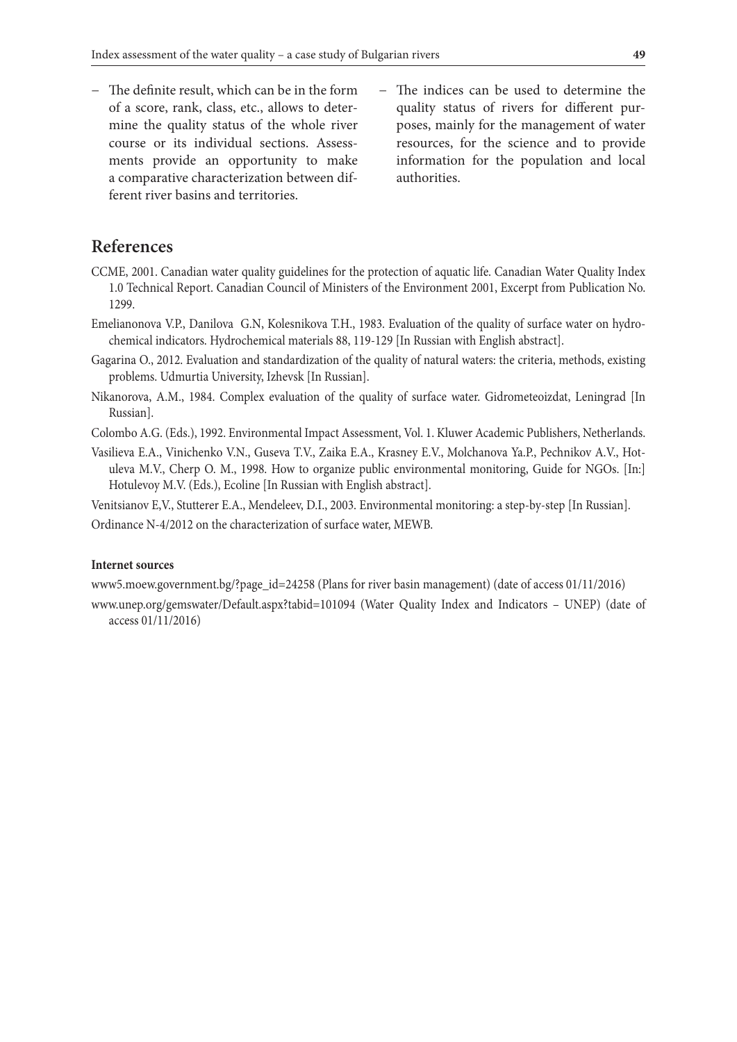- The definite result, which can be in the form of a score, rank, class, etc., allows to determine the quality status of the whole river course or its individual sections. Assessments provide an opportunity to make a comparative characterization between different river basins and territories.
- The indices can be used to determine the quality status of rivers for different purposes, mainly for the management of water resources, for the science and to provide information for the population and local authorities.

## References

CCME, 2001. Canadian water quality guidelines for the protection of aquatic life. Canadian Water Quality Index 1.0 Technical Report. Canadian Council of Ministers of the Environment 2001, Excerpt from Publication No. 1299.

Emelianonova V.P., Danilova G.N, Kolesnikova T.H., 1983. Evaluation of the quality of surface water on hydrochemical indicators. Hydrochemical materials 88, 119-129 [In Russian with English abstract].

Gagarina O., 2012. Evaluation and standardization of the quality of natural waters: the criteria, methods, existing problems. Udmurtia University, Izhevsk [In Russian].

Nikanorova, A.M., 1984. Complex evaluation of the quality of surface water. Gidrometeoizdat, Leningrad [In Russian].

Colombo A.G. (Eds.), 1992. Environmental Impact Assessment, Vol. 1. Kluwer Academic Publishers, Netherlands.

Vasilieva E.A., Vinichenko V.N., Guseva T.V., Zaika E.A., Krasney E.V., Molchanova Ya.P., Pechnikov A.V., Hotuleva M.V., Cherp O. M., 1998. How to organize public environmental monitoring, Guide for NGOs. [In:] Hotulevoy M.V. (Eds.), Ecoline [In Russian with English abstract].

Venitsianov E,V., Stutterer E.A., Mendeleev, D.I., 2003. Environmental monitoring: a step-by-step [In Russian].

Ordinance N-4/2012 on the characterization of surface water, MEWB.

#### Internet sources

www5.moew.government.bg/?page_id=24258 (Plans for river basin management) (date of access 01/11/2016)

www.unep.org/gemswater/Default.aspx?tabid=101094 (Water Quality Index and Indicators – UNEP) (date of access 01/11/2016)